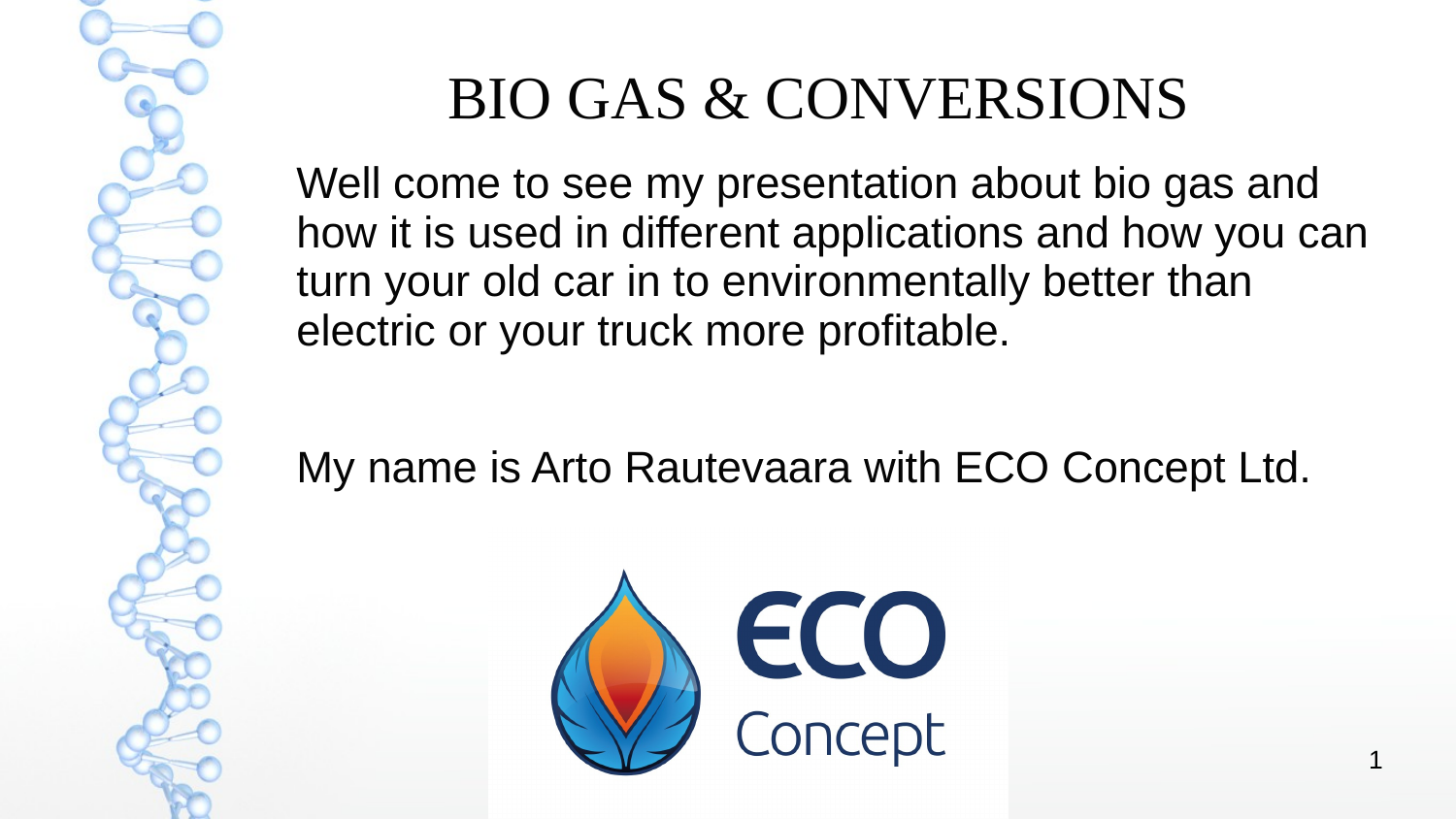# BIO GAS & CONVERSIONS

Well come to see my presentation about bio gas and how it is used in different applications and how you can turn your old car in to environmentally better than electric or your truck more profitable.

My name is Arto Rautevaara with ECO Concept Ltd.

ECO Concept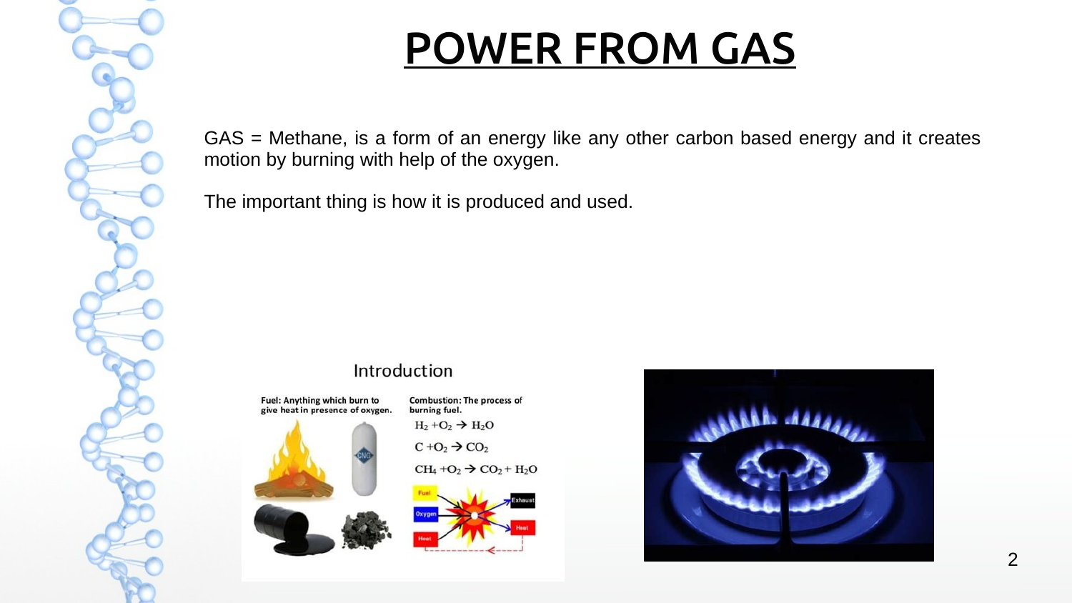# POWER FROM GAS

GAS = Methane, is a form of an energy like any other carbon based energy and it creates motion by burning with help of the oxygen.

The important thing is how it is produced and used.

Introduction

**Fuel: Anything which burn to give heat in presence of oxygen.**

**Combustion: The process of burning fuel.**

$H_2 + O_2 \rightarrow H_2O$

$C + O_2 \rightarrow CO_2$

$CH_4 + O_2 \rightarrow CO_2 + H_2O$

Fuel, Oxygen, Heat → Exhaust, Heat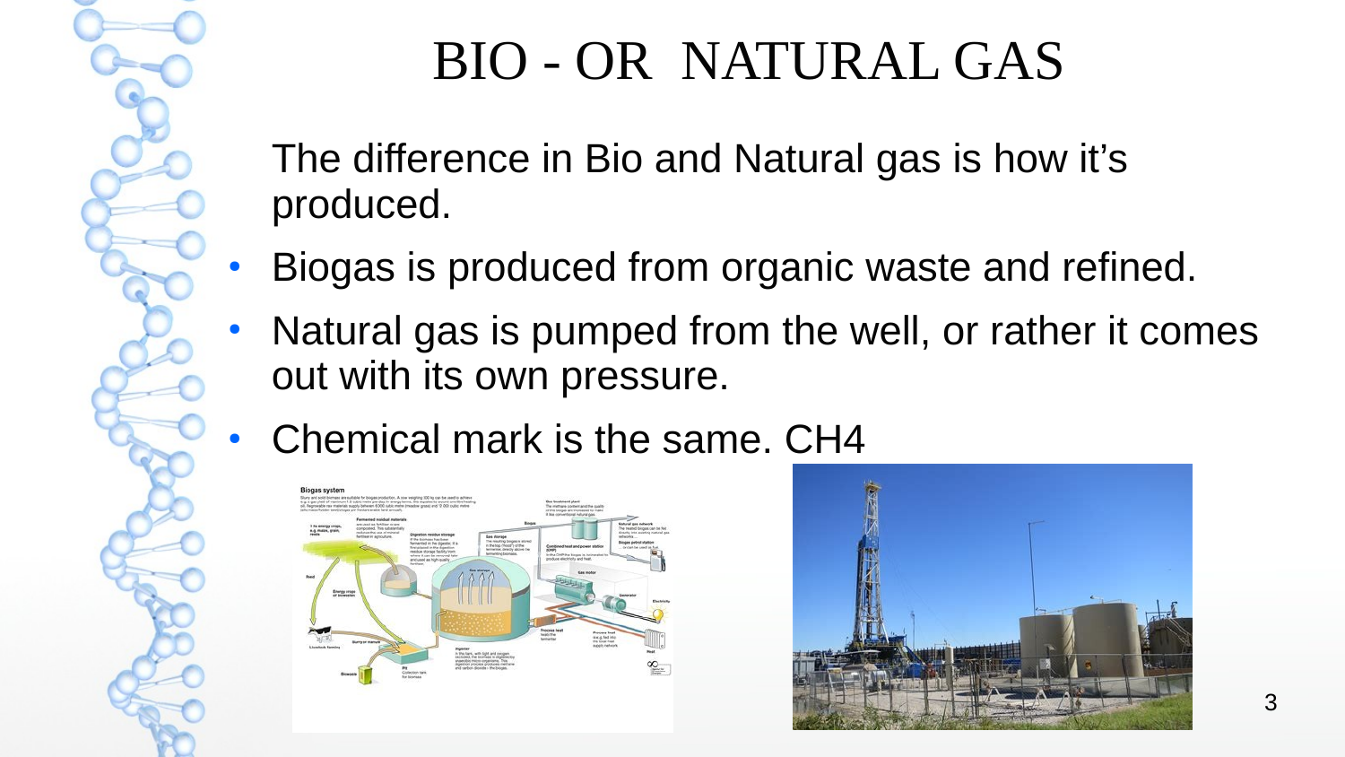# BIO - OR NATURAL GAS

The difference in Bio and Natural gas is how it's produced.

- Biogas is produced from organic waste and refined.
- Natural gas is pumped from the well, or rather it comes out with its own pressure.
- Chemical mark is the same. $CH_4$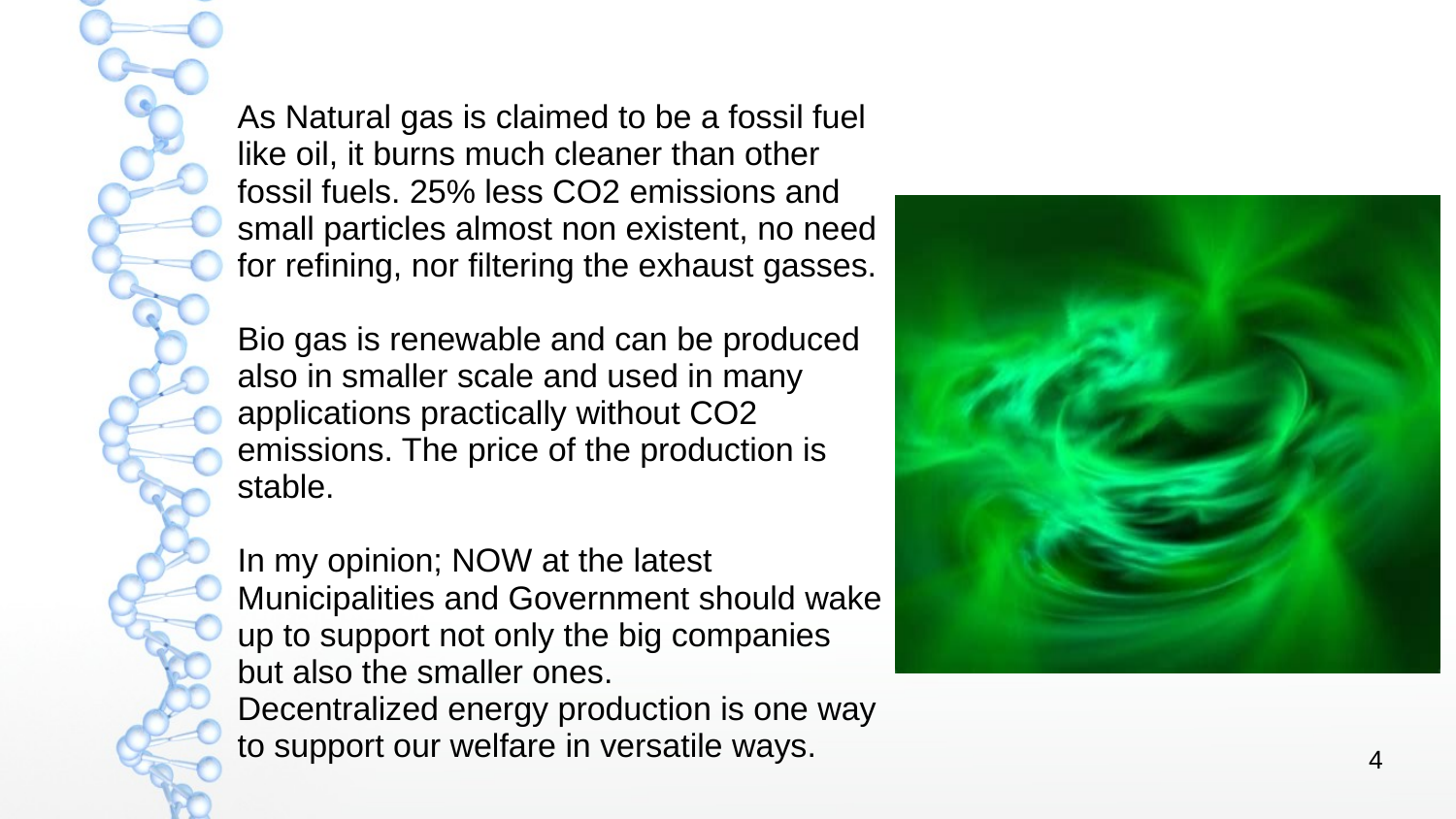As Natural gas is claimed to be a fossil fuel like oil, it burns much cleaner than other fossil fuels. 25% less $CO_2$ emissions and small particles almost non existent, no need for refining, nor filtering the exhaust gasses.

Bio gas is renewable and can be produced also in smaller scale and used in many applications practically without $CO_2$ emissions. The price of the production is stable.

In my opinion; NOW at the latest Municipalities and Government should wake up to support not only the big companies but also the smaller ones.
Decentralized energy production is one way to support our welfare in versatile ways.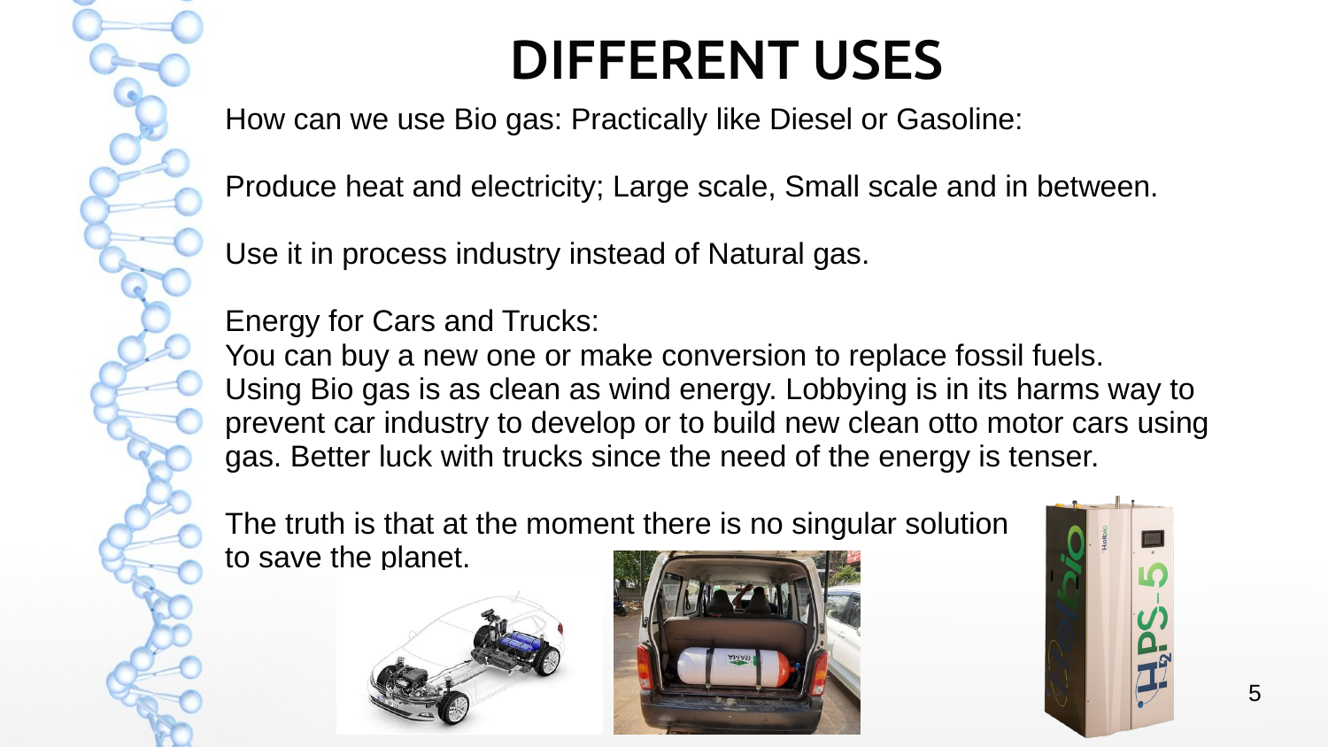# DIFFERENT USES

How can we use Bio gas: Practically like Diesel or Gasoline:

Produce heat and electricity; Large scale, Small scale and in between.

Use it in process industry instead of Natural gas.

Energy for Cars and Trucks:
You can buy a new one or make conversion to replace fossil fuels.
Using Bio gas is as clean as wind energy. Lobbying is in its harms way to prevent car industry to develop or to build new clean otto motor cars using gas. Better luck with trucks since the need of the energy is tenser.

The truth is that at the moment there is no singular solution to save the planet.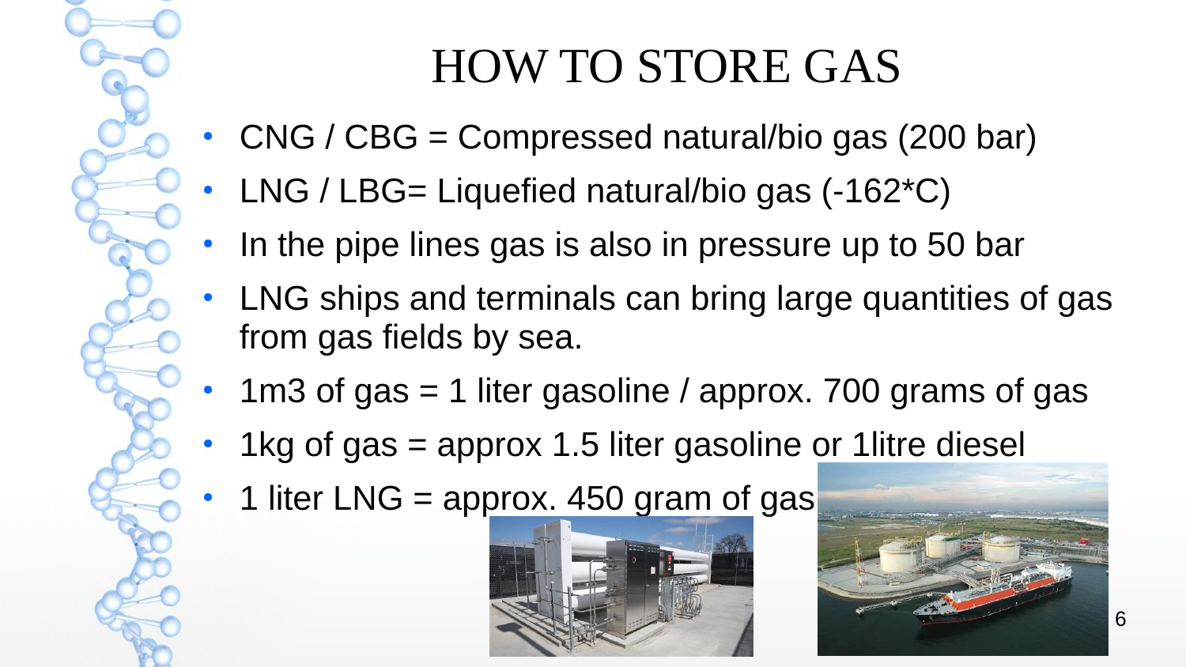# HOW TO STORE GAS

- CNG / CBG = Compressed natural/bio gas (200 bar)
- LNG / LBG= Liquefied natural/bio gas (-162*C)
- In the pipe lines gas is also in pressure up to 50 bar
- LNG ships and terminals can bring large quantities of gas from gas fields by sea.
- 1m3 of gas = 1 liter gasoline / approx. 700 grams of gas
- 1kg of gas = approx 1.5 liter gasoline or 1litre diesel
- 1 liter LNG = approx. 450 gram of gas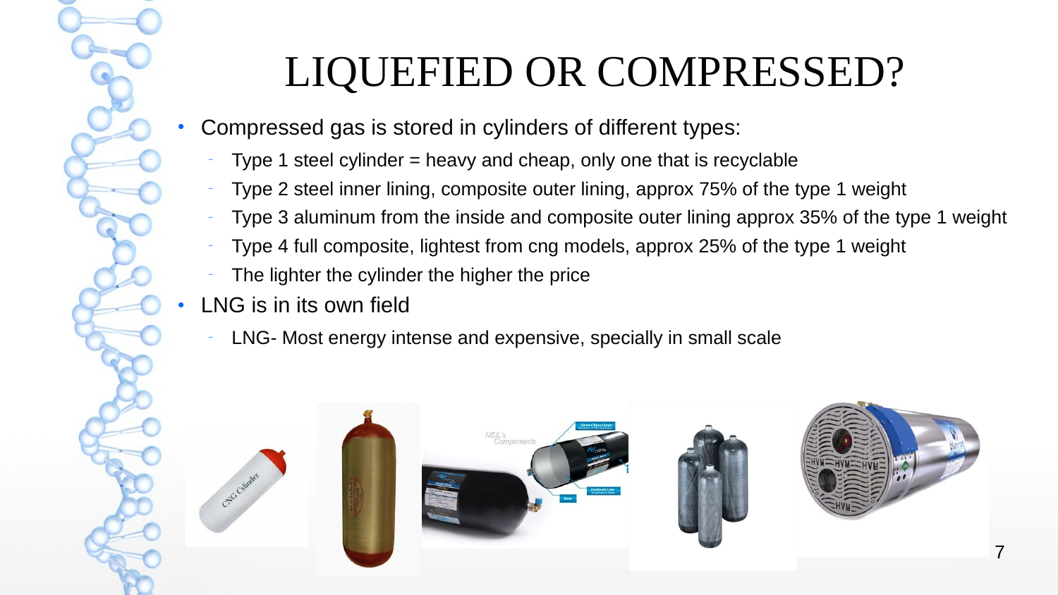# LIQUEFIED OR COMPRESSED?

- Compressed gas is stored in cylinders of different types:
  - Type 1 steel cylinder = heavy and cheap, only one that is recyclable
  - Type 2 steel inner lining, composite outer lining, approx 75% of the type 1 weight
  - Type 3 aluminum from the inside and composite outer lining approx 35% of the type 1 weight
  - Type 4 full composite, lightest from cng models, approx 25% of the type 1 weight
  - The lighter the cylinder the higher the price
- LNG is in its own field
  - LNG- Most energy intense and expensive, specially in small scale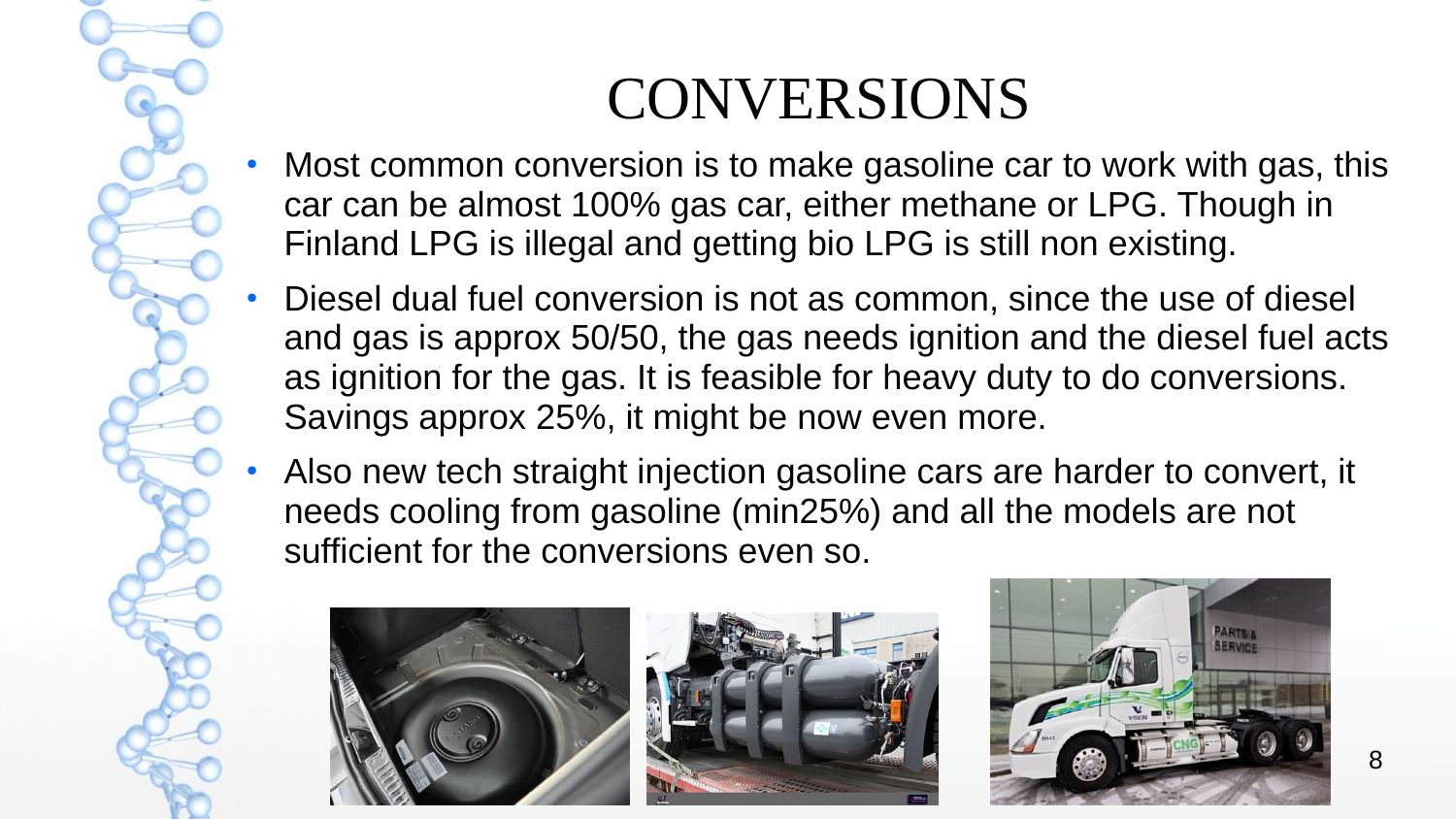# CONVERSIONS

- Most common conversion is to make gasoline car to work with gas, this car can be almost 100% gas car, either methane or LPG. Though in Finland LPG is illegal and getting bio LPG is still non existing.
- Diesel dual fuel conversion is not as common, since the use of diesel and gas is approx 50/50, the gas needs ignition and the diesel fuel acts as ignition for the gas. It is feasible for heavy duty to do conversions. Savings approx 25%, it might be now even more.
- Also new tech straight injection gasoline cars are harder to convert, it needs cooling from gasoline (min25%) and all the models are not sufficient for the conversions even so.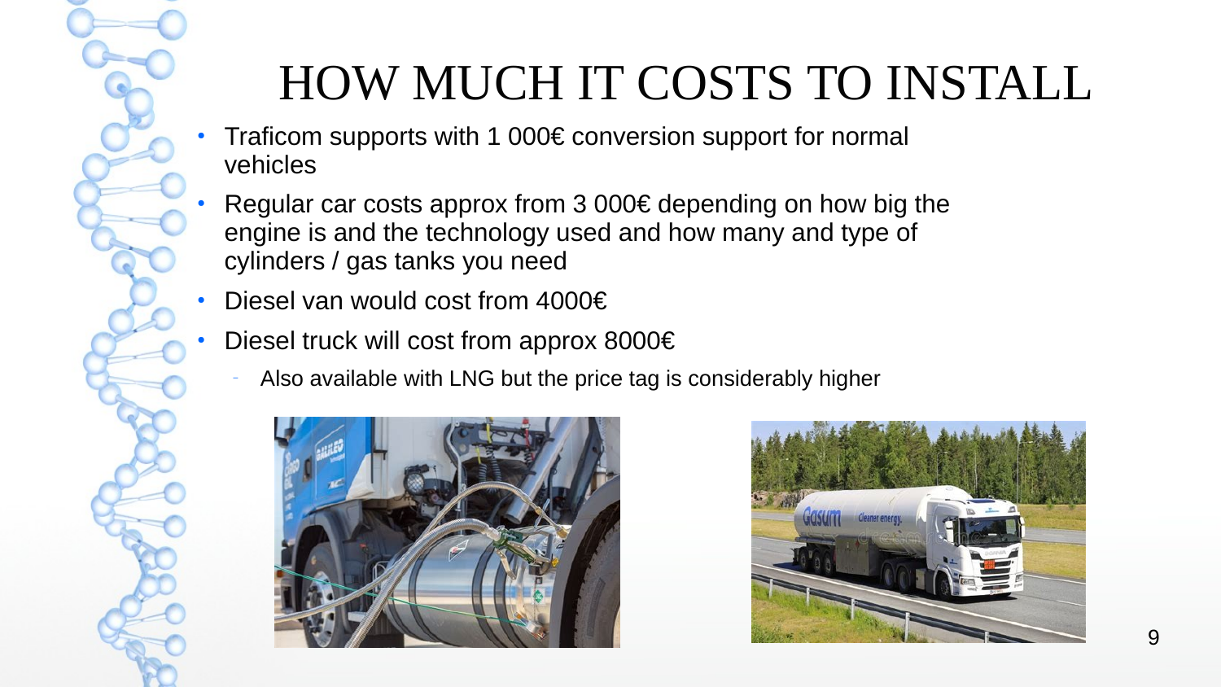# HOW MUCH IT COSTS TO INSTALL

- Traficom supports with 1 000€ conversion support for normal vehicles
- Regular car costs approx from 3 000€ depending on how big the engine is and the technology used and how many and type of cylinders / gas tanks you need
- Diesel van would cost from 4000€
- Diesel truck will cost from approx 8000€
  - Also available with LNG but the price tag is considerably higher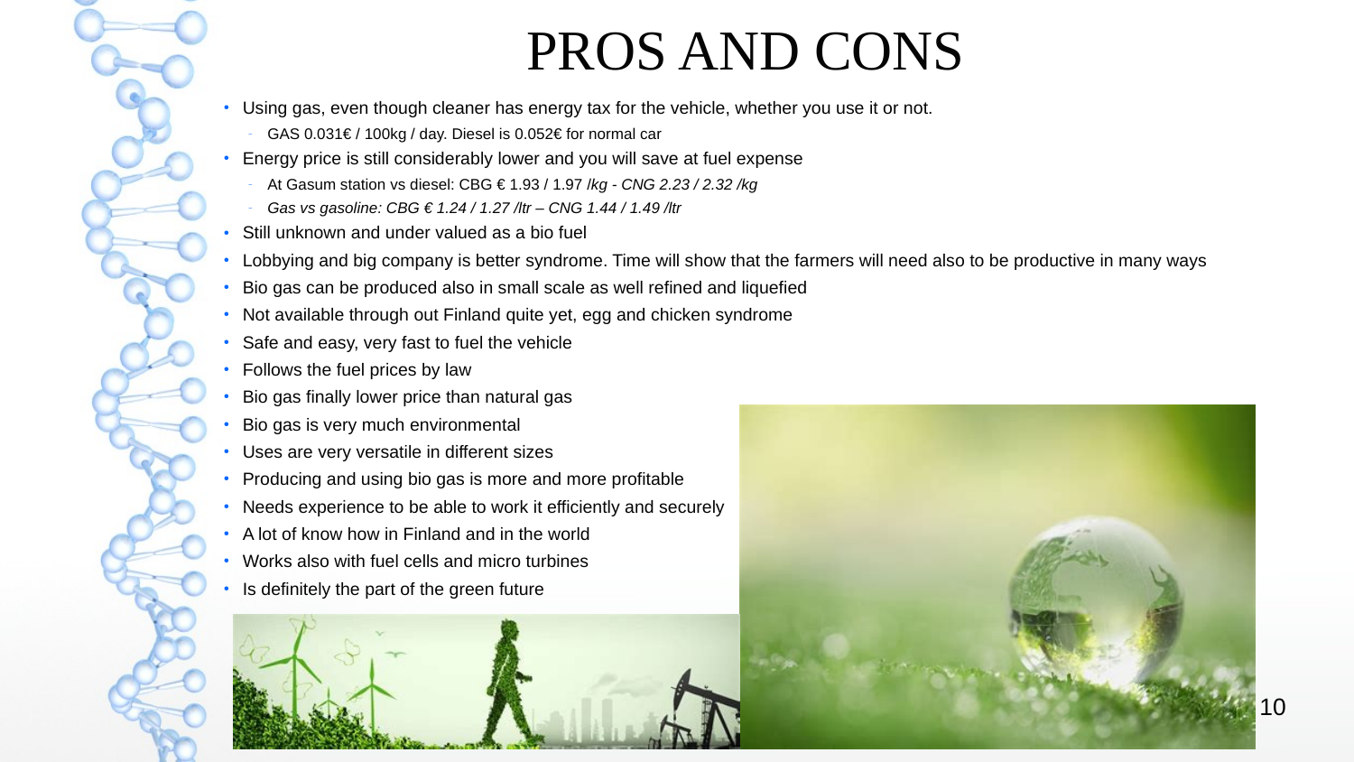# PROS AND CONS

- Using gas, even though cleaner has energy tax for the vehicle, whether you use it or not.
  - GAS 0.031€ / 100kg / day. Diesel is 0.052€ for normal car
- Energy price is still considerably lower and you will save at fuel expense
  - At Gasum station vs diesel: CBG € 1.93 / 1.97 */kg - CNG 2.23 / 2.32 /kg*
  - *Gas vs gasoline: CBG € 1.24 / 1.27 /ltr – CNG 1.44 / 1.49 /ltr*
- Still unknown and under valued as a bio fuel
- Lobbying and big company is better syndrome. Time will show that the farmers will need also to be productive in many ways
- Bio gas can be produced also in small scale as well refined and liquefied
- Not available through out Finland quite yet, egg and chicken syndrome
- Safe and easy, very fast to fuel the vehicle
- Follows the fuel prices by law
- Bio gas finally lower price than natural gas
- Bio gas is very much environmental
- Uses are very versatile in different sizes
- Producing and using bio gas is more and more profitable
- Needs experience to be able to work it efficiently and securely
- A lot of know how in Finland and in the world
- Works also with fuel cells and micro turbines
- Is definitely the part of the green future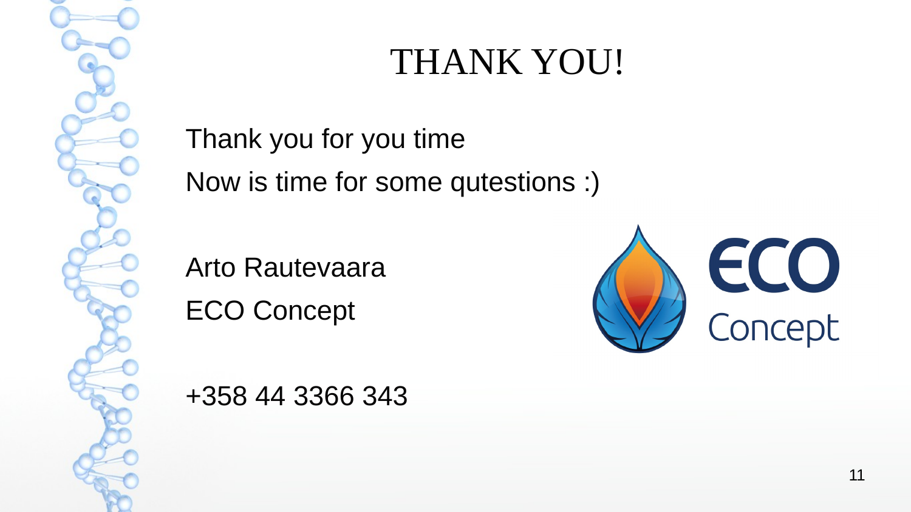# THANK YOU!

Thank you for you time

Now is time for some qutestions :)

Arto Rautevaara

ECO Concept

+358 44 3366 343